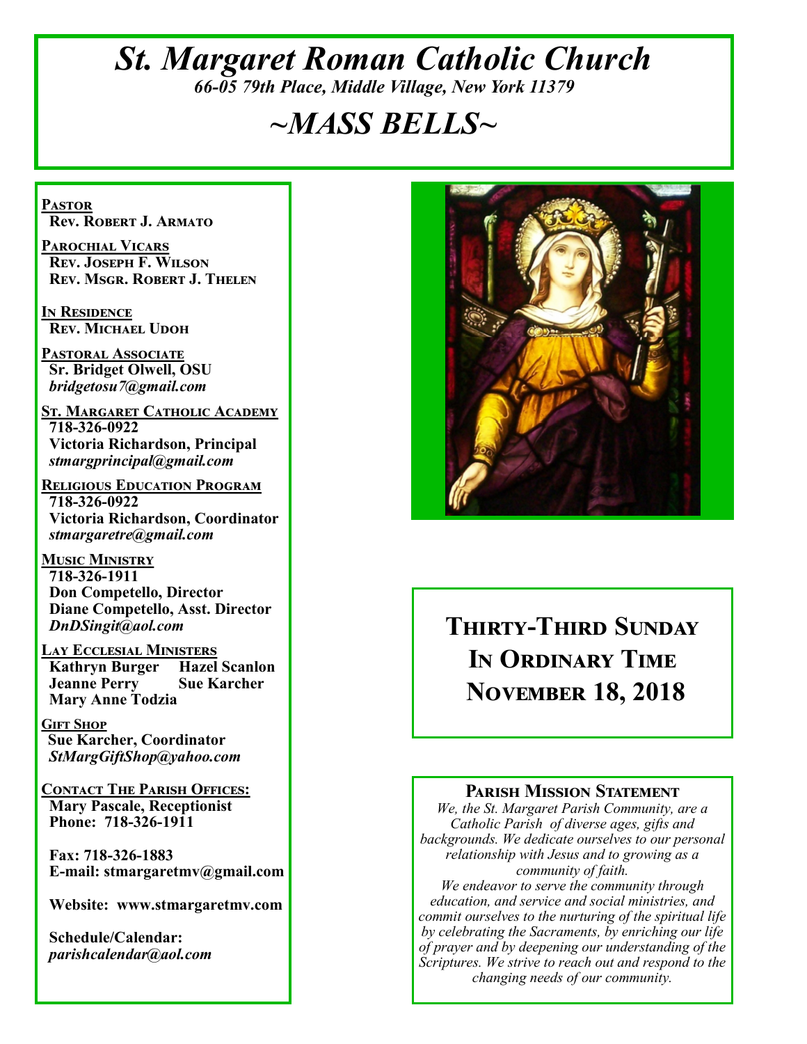# *St. Margaret Roman Catholic Church*

*66-05 79th Place, Middle Village, New York 11379*

# *~MASS BELLS~*

**PASTOR**
**Rev. Robert J. Armato**

**PAROCHIAL VICARS**
**Rev. Joseph F. Wilson**
**Rev. Msgr. Robert J. Thelen**

**IN RESIDENCE**
**Rev. Michael Udoh**

**PASTORAL ASSOCIATE**
**Sr. Bridget Olwell, OSU**
*bridgetosu7@gmail.com*

**ST. MARGARET CATHOLIC ACADEMY**
**718-326-0922**
**Victoria Richardson, Principal**
*stmargprincipal@gmail.com*

**RELIGIOUS EDUCATION PROGRAM**
**718-326-0922**
**Victoria Richardson, Coordinator**
*stmargaretre@gmail.com*

**MUSIC MINISTRY**
**718-326-1911**
**Don Competello, Director**
**Diane Competello, Asst. Director**
*DnDSingit@aol.com*

**LAY ECCLESIAL MINISTERS**
**Kathryn Burger** **Hazel Scanlon**
**Jeanne Perry** **Sue Karcher**
**Mary Anne Todzia**

**GIFT SHOP**
**Sue Karcher, Coordinator**
*StMargGiftShop@yahoo.com*

**CONTACT THE PARISH OFFICES:**
**Mary Pascale, Receptionist**
**Phone: 718-326-1911**

**Fax: 718-326-1883**
**E-mail: stmargaretmv@gmail.com**

**Website: www.stmargaretmv.com**

**Schedule/Calendar:**
*parishcalendar@aol.com*

## Thirty-Third Sunday In Ordinary Time November 18, 2018

### Parish Mission Statement

*We, the St. Margaret Parish Community, are a Catholic Parish of diverse ages, gifts and backgrounds. We dedicate ourselves to our personal relationship with Jesus and to growing as a community of faith.*
*We endeavor to serve the community through education, and service and social ministries, and commit ourselves to the nurturing of the spiritual life by celebrating the Sacraments, by enriching our life of prayer and by deepening our understanding of the Scriptures. We strive to reach out and respond to the changing needs of our community.*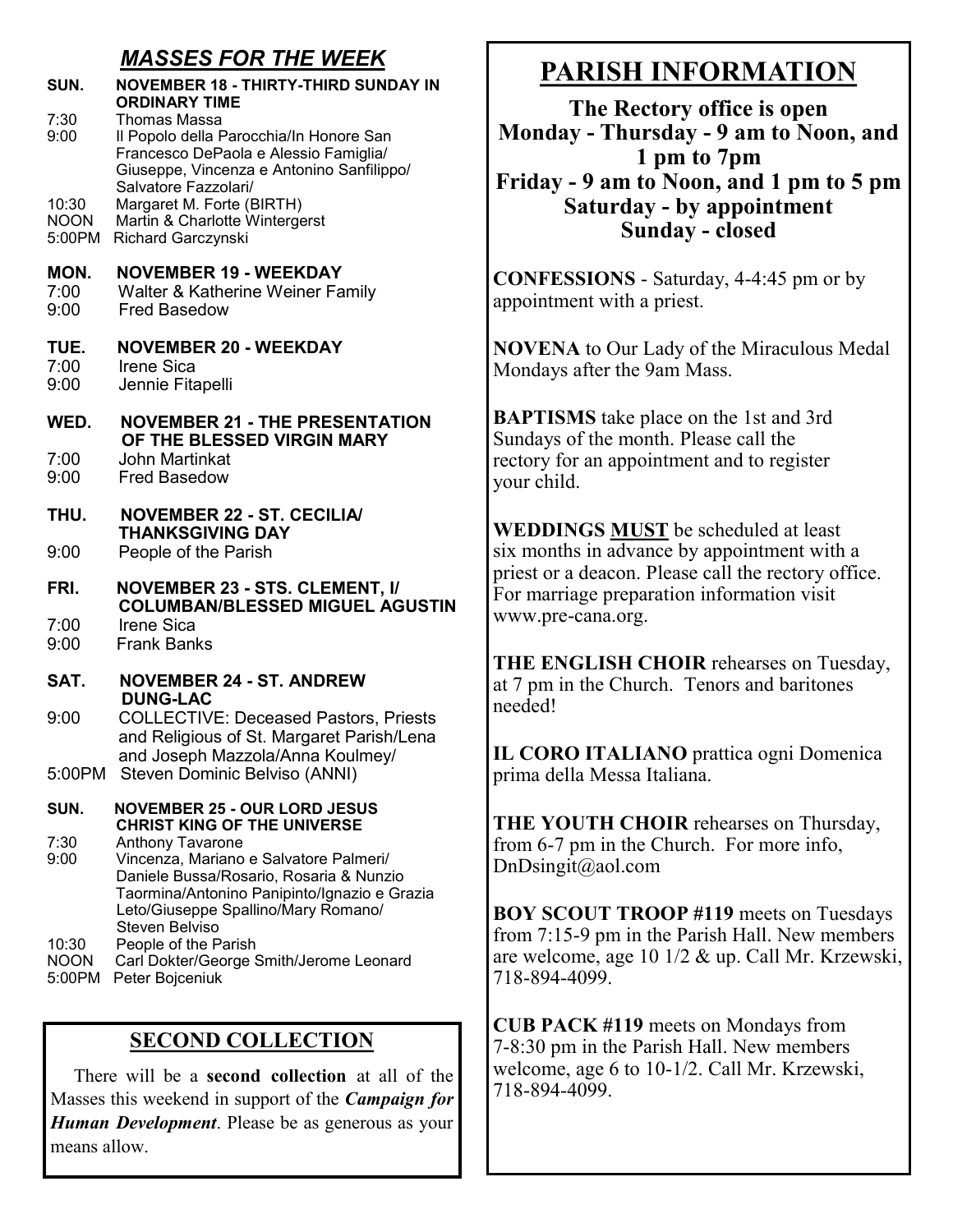## *MASSES FOR THE WEEK*

**SUN. NOVEMBER 18 - THIRTY-THIRD SUNDAY IN ORDINARY TIME**

7:30 Thomas Massa
9:00 Il Popolo della Parocchia/In Honore San Francesco DePaola e Alessio Famiglia/ Giuseppe, Vincenza e Antonino Sanfilippo/ Salvatore Fazzolari/
10:30 Margaret M. Forte (BIRTH)
NOON Martin & Charlotte Wintergerst
5:00PM Richard Garczynski

**MON. NOVEMBER 19 - WEEKDAY**

7:00 Walter & Katherine Weiner Family
9:00 Fred Basedow

**TUE. NOVEMBER 20 - WEEKDAY**

7:00 Irene Sica
9:00 Jennie Fitapelli

**WED. NOVEMBER 21 - THE PRESENTATION OF THE BLESSED VIRGIN MARY**

7:00 John Martinkat
9:00 Fred Basedow

**THU. NOVEMBER 22 - ST. CECILIA/ THANKSGIVING DAY**

9:00 People of the Parish

**FRI. NOVEMBER 23 - STS. CLEMENT, I/ COLUMBAN/BLESSED MIGUEL AGUSTIN**

7:00 Irene Sica
9:00 Frank Banks

**SAT. NOVEMBER 24 - ST. ANDREW DUNG-LAC**

9:00 COLLECTIVE: Deceased Pastors, Priests and Religious of St. Margaret Parish/Lena and Joseph Mazzola/Anna Koulmey/
5:00PM Steven Dominic Belviso (ANNI)

**SUN. NOVEMBER 25 - OUR LORD JESUS CHRIST KING OF THE UNIVERSE**

7:30 Anthony Tavarone
9:00 Vincenza, Mariano e Salvatore Palmeri/ Daniele Bussa/Rosario, Rosaria & Nunzio Taormina/Antonino Panipinto/Ignazio e Grazia Leto/Giuseppe Spallino/Mary Romano/ Steven Belviso
10:30 People of the Parish
NOON Carl Dokter/George Smith/Jerome Leonard
5:00PM Peter Bojceniuk

## SECOND COLLECTION

There will be a **second collection** at all of the Masses this weekend in support of the ***Campaign for Human Development***. Please be as generous as your means allow.

# PARISH INFORMATION

**The Rectory office is open**
**Monday - Thursday - 9 am to Noon, and 1 pm to 7pm**
**Friday - 9 am to Noon, and 1 pm to 5 pm**
**Saturday - by appointment**
**Sunday - closed**

**CONFESSIONS** - Saturday, 4-4:45 pm or by appointment with a priest.

**NOVENA** to Our Lady of the Miraculous Medal Mondays after the 9am Mass.

**BAPTISMS** take place on the 1st and 3rd Sundays of the month. Please call the rectory for an appointment and to register your child.

**WEDDINGS MUST** be scheduled at least six months in advance by appointment with a priest or a deacon. Please call the rectory office. For marriage preparation information visit www.pre-cana.org.

**THE ENGLISH CHOIR** rehearses on Tuesday, at 7 pm in the Church. Tenors and baritones needed!

**IL CORO ITALIANO** prattica ogni Domenica prima della Messa Italiana.

**THE YOUTH CHOIR** rehearses on Thursday, from 6-7 pm in the Church. For more info, DnDsingit@aol.com

**BOY SCOUT TROOP #119** meets on Tuesdays from 7:15-9 pm in the Parish Hall. New members are welcome, age 10 1/2 & up. Call Mr. Krzewski, 718-894-4099.

**CUB PACK #119** meets on Mondays from 7-8:30 pm in the Parish Hall. New members welcome, age 6 to 10-1/2. Call Mr. Krzewski, 718-894-4099.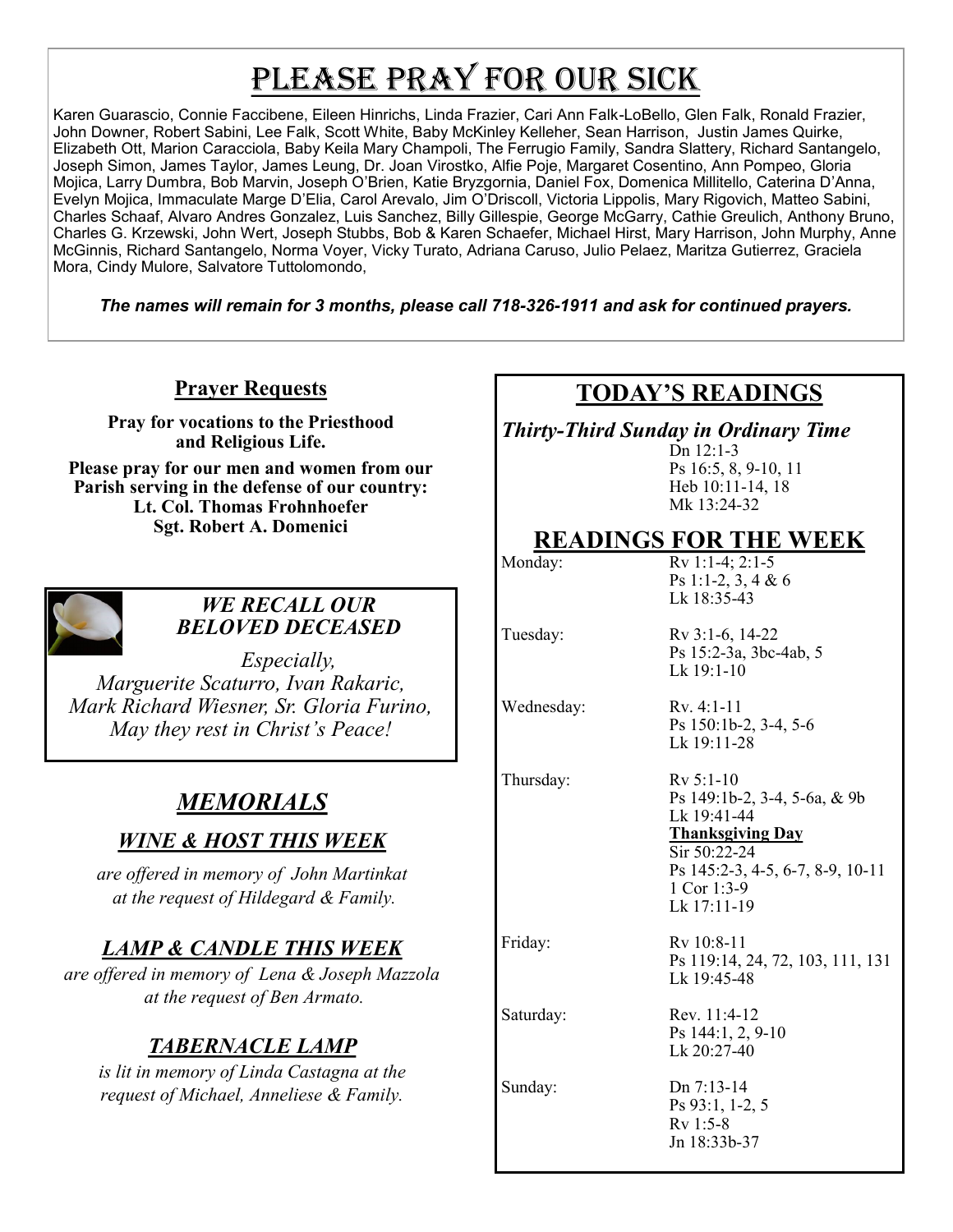# Please Pray for our Sick

Karen Guarascio, Connie Faccibene, Eileen Hinrichs, Linda Frazier, Cari Ann Falk-LoBello, Glen Falk, Ronald Frazier, John Downer, Robert Sabini, Lee Falk, Scott White, Baby McKinley Kelleher, Sean Harrison, Justin James Quirke, Elizabeth Ott, Marion Caracciola, Baby Keila Mary Champoli, The Ferrugio Family, Sandra Slattery, Richard Santangelo, Joseph Simon, James Taylor, James Leung, Dr. Joan Virostko, Alfie Poje, Margaret Cosentino, Ann Pompeo, Gloria Mojica, Larry Dumbra, Bob Marvin, Joseph O'Brien, Katie Bryzgornia, Daniel Fox, Domenica Millitello, Caterina D'Anna, Evelyn Mojica, Immaculate Marge D'Elia, Carol Arevalo, Jim O'Driscoll, Victoria Lippolis, Mary Rigovich, Matteo Sabini, Charles Schaaf, Alvaro Andres Gonzalez, Luis Sanchez, Billy Gillespie, George McGarry, Cathie Greulich, Anthony Bruno, Charles G. Krzewski, John Wert, Joseph Stubbs, Bob & Karen Schaefer, Michael Hirst, Mary Harrison, John Murphy, Anne McGinnis, Richard Santangelo, Norma Voyer, Vicky Turato, Adriana Caruso, Julio Pelaez, Maritza Gutierrez, Graciela Mora, Cindy Mulore, Salvatore Tuttolomondo,

***The names will remain for 3 months, please call 718-326-1911 and ask for continued prayers.***

## Prayer Requests

**Pray for vocations to the Priesthood and Religious Life.**

**Please pray for our men and women from our Parish serving in the defense of our country:**
**Lt. Col. Thomas Frohnhoefer**
**Sgt. Robert A. Domenici**

### *WE RECALL OUR BELOVED DECEASED*

*Especially,*
*Marguerite Scaturro, Ivan Rakaric, Mark Richard Wiesner, Sr. Gloria Furino,*
*May they rest in Christ's Peace!*

## *MEMORIALS*

### *WINE & HOST THIS WEEK*

*are offered in memory of John Martinkat at the request of Hildegard & Family.*

### *LAMP & CANDLE THIS WEEK*

*are offered in memory of Lena & Joseph Mazzola at the request of Ben Armato.*

### *TABERNACLE LAMP*

*is lit in memory of Linda Castagna at the request of Michael, Anneliese & Family.*

## TODAY'S READINGS

***Thirty-Third Sunday in Ordinary Time***

Dn 12:1-3
Ps 16:5, 8, 9-10, 11
Heb 10:11-14, 18
Mk 13:24-32

## READINGS FOR THE WEEK

| | |
|---|---|
| Monday: | Rv 1:1-4; 2:1-5<br>Ps 1:1-2, 3, 4 & 6<br>Lk 18:35-43 |
| Tuesday: | Rv 3:1-6, 14-22<br>Ps 15:2-3a, 3bc-4ab, 5<br>Lk 19:1-10 |
| Wednesday: | Rv. 4:1-11<br>Ps 150:1b-2, 3-4, 5-6<br>Lk 19:11-28 |
| Thursday: | Rv 5:1-10<br>Ps 149:1b-2, 3-4, 5-6a, & 9b<br>Lk 19:41-44<br>**Thanksgiving Day**<br>Sir 50:22-24<br>Ps 145:2-3, 4-5, 6-7, 8-9, 10-11<br>1 Cor 1:3-9<br>Lk 17:11-19 |
| Friday: | Rv 10:8-11<br>Ps 119:14, 24, 72, 103, 111, 131<br>Lk 19:45-48 |
| Saturday: | Rev. 11:4-12<br>Ps 144:1, 2, 9-10<br>Lk 20:27-40 |
| Sunday: | Dn 7:13-14<br>Ps 93:1, 1-2, 5<br>Rv 1:5-8<br>Jn 18:33b-37 |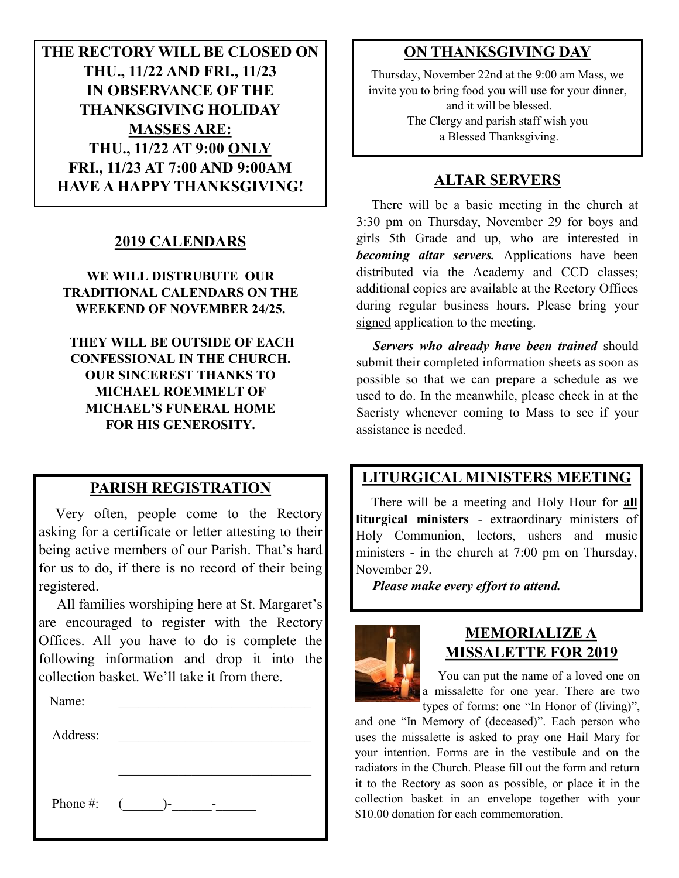**THE RECTORY WILL BE CLOSED ON THU., 11/22 AND FRI., 11/23 IN OBSERVANCE OF THE THANKSGIVING HOLIDAY**

**MASSES ARE:**

**THU., 11/22 AT 9:00 ONLY**
**FRI., 11/23 AT 7:00 AND 9:00AM**
**HAVE A HAPPY THANKSGIVING!**

## 2019 CALENDARS

**WE WILL DISTRUBUTE OUR TRADITIONAL CALENDARS ON THE WEEKEND OF NOVEMBER 24/25.**

**THEY WILL BE OUTSIDE OF EACH CONFESSIONAL IN THE CHURCH. OUR SINCEREST THANKS TO MICHAEL ROEMMELT OF MICHAEL'S FUNERAL HOME FOR HIS GENEROSITY.**

## PARISH REGISTRATION

Very often, people come to the Rectory asking for a certificate or letter attesting to their being active members of our Parish. That's hard for us to do, if there is no record of their being registered.

All families worshiping here at St. Margaret's are encouraged to register with the Rectory Offices. All you have to do is complete the following information and drop it into the collection basket. We'll take it from there.

Name: ____________________________

Address: ____________________________

____________________________

Phone #: (______)-______-______

## ON THANKSGIVING DAY

Thursday, November 22nd at the 9:00 am Mass, we invite you to bring food you will use for your dinner, and it will be blessed.
The Clergy and parish staff wish you a Blessed Thanksgiving.

## ALTAR SERVERS

There will be a basic meeting in the church at 3:30 pm on Thursday, November 29 for boys and girls 5th Grade and up, who are interested in ***becoming altar servers.*** Applications have been distributed via the Academy and CCD classes; additional copies are available at the Rectory Offices during regular business hours. Please bring your signed application to the meeting.

***Servers who already have been trained*** should submit their completed information sheets as soon as possible so that we can prepare a schedule as we used to do. In the meanwhile, please check in at the Sacristy whenever coming to Mass to see if your assistance is needed.

## LITURGICAL MINISTERS MEETING

There will be a meeting and Holy Hour for **all liturgical ministers** - extraordinary ministers of Holy Communion, lectors, ushers and music ministers - in the church at 7:00 pm on Thursday, November 29.

***Please make every effort to attend.***

## MEMORIALIZE A MISSALETTE FOR 2019

You can put the name of a loved one on a missalette for one year. There are two types of forms: one "In Honor of (living)", and one "In Memory of (deceased)". Each person who uses the missalette is asked to pray one Hail Mary for your intention. Forms are in the vestibule and on the radiators in the Church. Please fill out the form and return it to the Rectory as soon as possible, or place it in the collection basket in an envelope together with your $10.00 donation for each commemoration.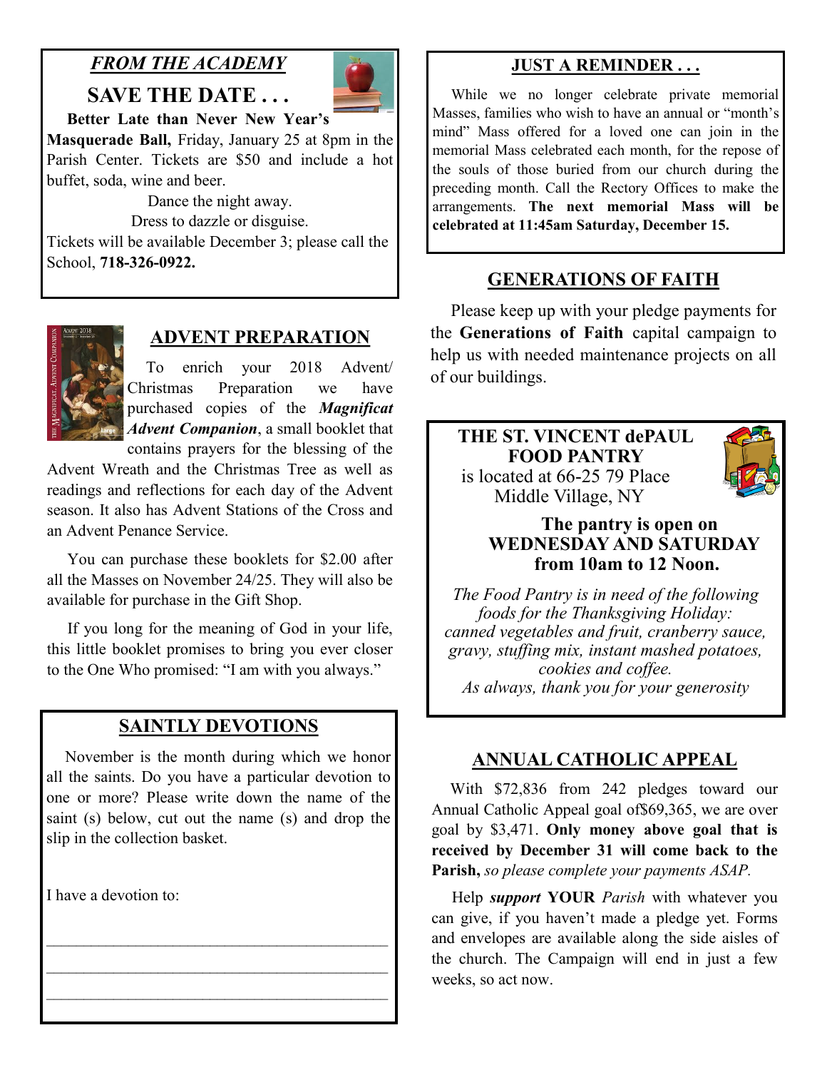## *FROM THE ACADEMY*

## SAVE THE DATE . . .

**Better Late than Never New Year's Masquerade Ball,** Friday, January 25 at 8pm in the Parish Center. Tickets are $50 and include a hot buffet, soda, wine and beer.

Dance the night away.
Dress to dazzle or disguise.

Tickets will be available December 3; please call the School, **718-326-0922.**

## ADVENT PREPARATION

To enrich your 2018 Advent/ Christmas Preparation we have purchased copies of the ***Magnificat Advent Companion***, a small booklet that contains prayers for the blessing of the Advent Wreath and the Christmas Tree as well as readings and reflections for each day of the Advent season. It also has Advent Stations of the Cross and an Advent Penance Service.

You can purchase these booklets for $2.00 after all the Masses on November 24/25. They will also be available for purchase in the Gift Shop.

If you long for the meaning of God in your life, this little booklet promises to bring you ever closer to the One Who promised: "I am with you always."

## SAINTLY DEVOTIONS

November is the month during which we honor all the saints. Do you have a particular devotion to one or more? Please write down the name of the saint (s) below, cut out the name (s) and drop the slip in the collection basket.

I have a devotion to:

\_\_\_\_\_\_\_\_\_\_\_\_\_\_\_\_\_\_\_\_\_\_\_\_\_\_\_\_\_\_\_\_\_\_\_\_\_\_\_\_

\_\_\_\_\_\_\_\_\_\_\_\_\_\_\_\_\_\_\_\_\_\_\_\_\_\_\_\_\_\_\_\_\_\_\_\_\_\_\_\_

\_\_\_\_\_\_\_\_\_\_\_\_\_\_\_\_\_\_\_\_\_\_\_\_\_\_\_\_\_\_\_\_\_\_\_\_\_\_\_\_

## JUST A REMINDER . . .

While we no longer celebrate private memorial Masses, families who wish to have an annual or "month's mind" Mass offered for a loved one can join in the memorial Mass celebrated each month, for the repose of the souls of those buried from our church during the preceding month. Call the Rectory Offices to make the arrangements. **The next memorial Mass will be celebrated at 11:45am Saturday, December 15.**

## GENERATIONS OF FAITH

Please keep up with your pledge payments for the **Generations of Faith** capital campaign to help us with needed maintenance projects on all of our buildings.

## THE ST. VINCENT dePAUL FOOD PANTRY

is located at 66-25 79 Place
Middle Village, NY

**The pantry is open on WEDNESDAY AND SATURDAY from 10am to 12 Noon.**

*The Food Pantry is in need of the following foods for the Thanksgiving Holiday: canned vegetables and fruit, cranberry sauce, gravy, stuffing mix, instant mashed potatoes, cookies and coffee.*
*As always, thank you for your generosity*

## ANNUAL CATHOLIC APPEAL

With $72,836 from 242 pledges toward our Annual Catholic Appeal goal of$69,365, we are over goal by $3,471. **Only money above goal that is received by December 31 will come back to the Parish,** *so please complete your payments ASAP.*

Help ***support*** **YOUR** *Parish* with whatever you can give, if you haven't made a pledge yet. Forms and envelopes are available along the side aisles of the church. The Campaign will end in just a few weeks, so act now.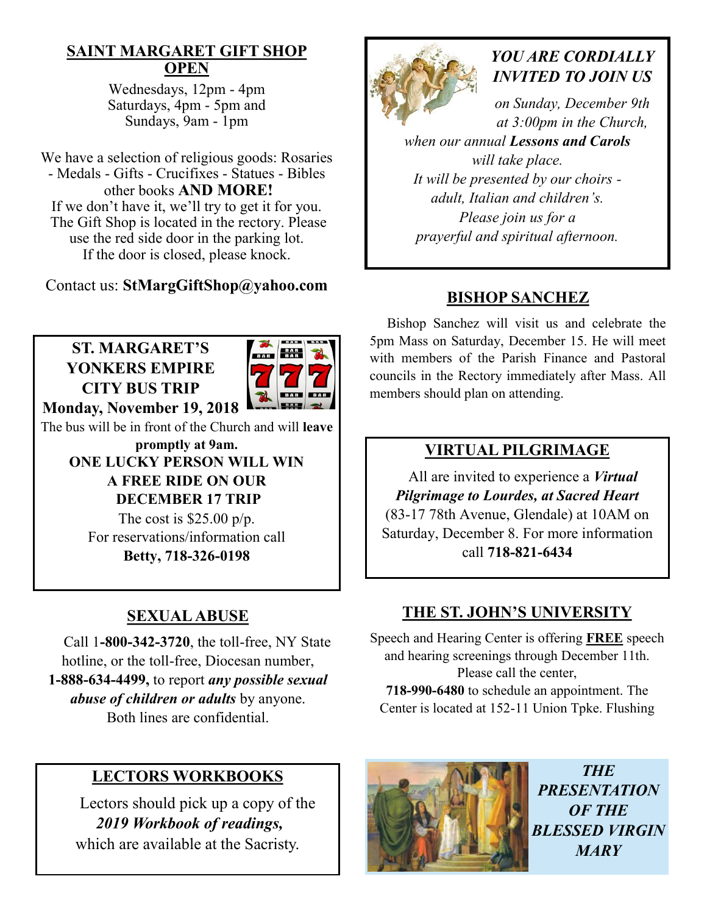## SAINT MARGARET GIFT SHOP OPEN

Wednesdays, 12pm - 4pm
Saturdays, 4pm - 5pm and
Sundays, 9am - 1pm

We have a selection of religious goods: Rosaries - Medals - Gifts - Crucifixes - Statues - Bibles other books **AND MORE!**
If we don't have it, we'll try to get it for you.
The Gift Shop is located in the rectory. Please use the red side door in the parking lot.
If the door is closed, please knock.

Contact us: **StMargGiftShop@yahoo.com**

## ST. MARGARET'S YONKERS EMPIRE CITY BUS TRIP

**Monday, November 19, 2018**

The bus will be in front of the Church and will **leave promptly at 9am.**

**ONE LUCKY PERSON WILL WIN A FREE RIDE ON OUR DECEMBER 17 TRIP**

The cost is $25.00 p/p.
For reservations/information call
**Betty, 718-326-0198**

## SEXUAL ABUSE

Call 1**-800-342-3720**, the toll-free, NY State hotline, or the toll-free, Diocesan number, **1-888-634-4499,** to report ***any possible sexual abuse of children or adults*** by anyone. Both lines are confidential.

## LECTORS WORKBOOKS

Lectors should pick up a copy of the ***2019 Workbook of readings,*** which are available at the Sacristy.

## *YOU ARE CORDIALLY INVITED TO JOIN US*

*on Sunday, December 9th at 3:00pm in the Church, when our annual* ***Lessons and Carols*** *will take place.*
*It will be presented by our choirs - adult, Italian and children's.*
*Please join us for a prayerful and spiritual afternoon.*

## BISHOP SANCHEZ

Bishop Sanchez will visit us and celebrate the 5pm Mass on Saturday, December 15. He will meet with members of the Parish Finance and Pastoral councils in the Rectory immediately after Mass. All members should plan on attending.

## VIRTUAL PILGRIMAGE

All are invited to experience a ***Virtual Pilgrimage to Lourdes, at Sacred Heart*** (83-17 78th Avenue, Glendale) at 10AM on Saturday, December 8. For more information call **718-821-6434**

## THE ST. JOHN'S UNIVERSITY

Speech and Hearing Center is offering **FREE** speech and hearing screenings through December 11th. Please call the center, **718-990-6480** to schedule an appointment. The Center is located at 152-11 Union Tpke. Flushing

***THE PRESENTATION OF THE BLESSED VIRGIN MARY***